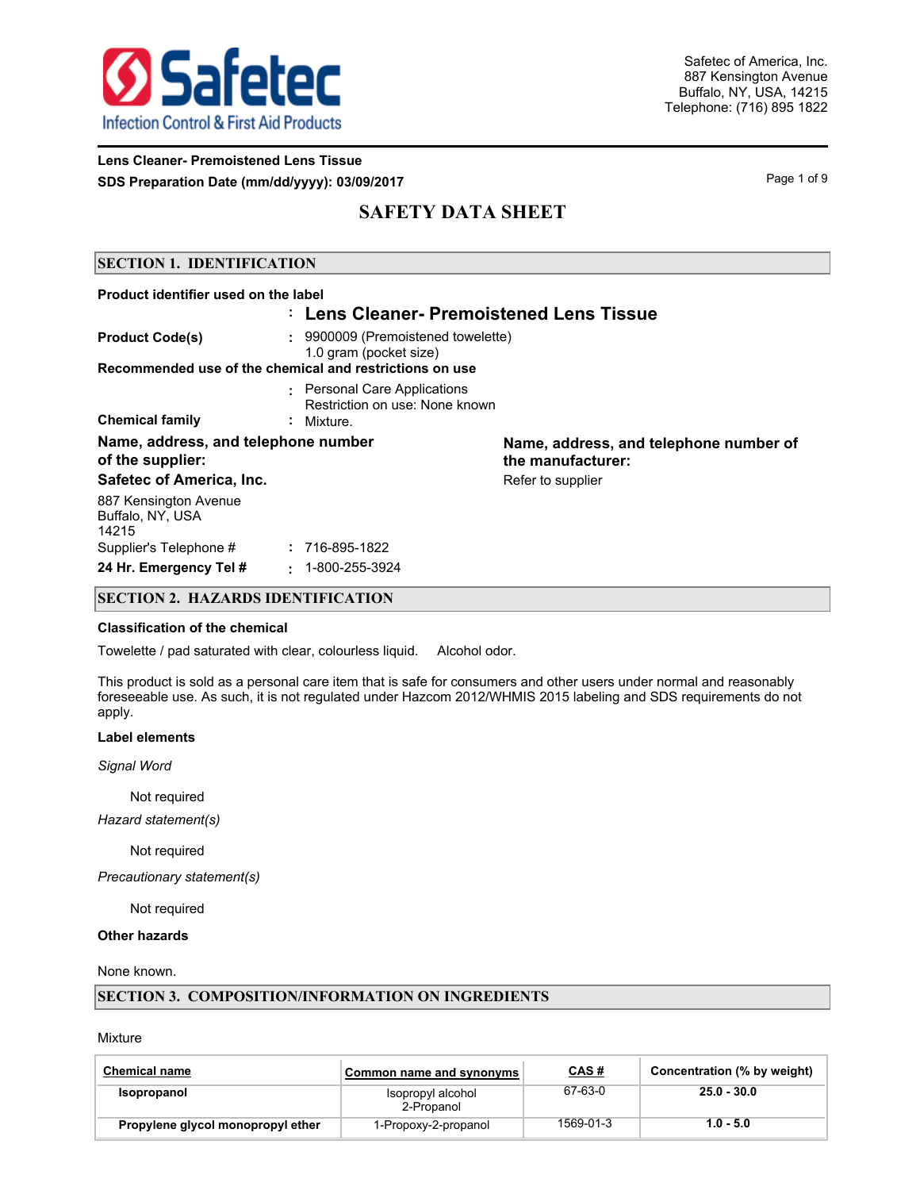Safetec

Infection Control & First Aid Products

Safetec of America, Inc.
887 Kensington Avenue
Buffalo, NY, USA, 14215
Telephone: (716) 895 1822

**Lens Cleaner- Premoistened Lens Tissue**

**SDS Preparation Date (mm/dd/yyyy): 03/09/2017**

# SAFETY DATA SHEET

## SECTION 1. IDENTIFICATION

**Product identifier used on the label**

: **Lens Cleaner- Premoistened Lens Tissue**

**Product Code(s)** : 9900009 (Premoistened towelette)
1.0 gram (pocket size)

**Recommended use of the chemical and restrictions on use**

: Personal Care Applications
Restriction on use: None known

**Chemical family** : Mixture.

**Name, address, and telephone number of the supplier:**

**Safetec of America, Inc.**

887 Kensington Avenue
Buffalo, NY, USA
14215

Supplier's Telephone # : 716-895-1822

**24 Hr. Emergency Tel #** : 1-800-255-3924

**Name, address, and telephone number of the manufacturer:**

Refer to supplier

## SECTION 2. HAZARDS IDENTIFICATION

**Classification of the chemical**

Towelette / pad saturated with clear, colourless liquid. Alcohol odor.

This product is sold as a personal care item that is safe for consumers and other users under normal and reasonably foreseeable use. As such, it is not regulated under Hazcom 2012/WHMIS 2015 labeling and SDS requirements do not apply.

**Label elements**

*Signal Word*

Not required

*Hazard statement(s)*

Not required

*Precautionary statement(s)*

Not required

**Other hazards**

None known.

## SECTION 3. COMPOSITION/INFORMATION ON INGREDIENTS

Mixture

| Chemical name | Common name and synonyms | CAS # | Concentration (% by weight) |
|---|---|---|---|
| **Isopropanol** | Isopropyl alcohol<br>2-Propanol | 67-63-0 | **25.0 - 30.0** |
| **Propylene glycol monopropyl ether** | 1-Propoxy-2-propanol | 1569-01-3 | **1.0 - 5.0** |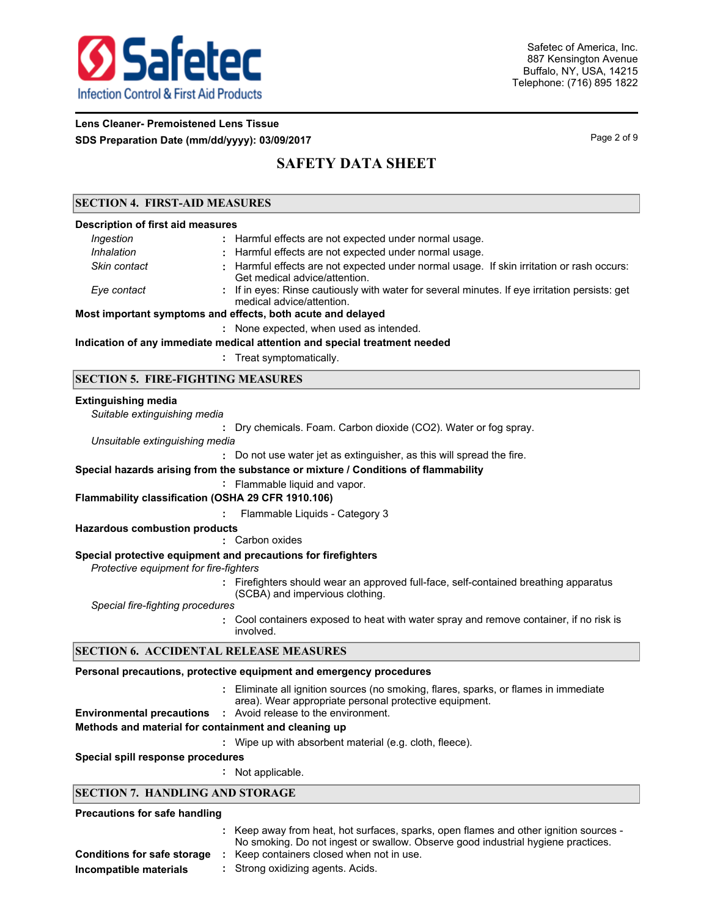## SECTION 4. FIRST-AID MEASURES

**Description of first aid measures**

*Ingestion* : Harmful effects are not expected under normal usage.

*Inhalation* : Harmful effects are not expected under normal usage.

*Skin contact* : Harmful effects are not expected under normal usage. If skin irritation or rash occurs: Get medical advice/attention.

*Eye contact* : If in eyes: Rinse cautiously with water for several minutes. If eye irritation persists: get medical advice/attention.

**Most important symptoms and effects, both acute and delayed**

: None expected, when used as intended.

**Indication of any immediate medical attention and special treatment needed**

: Treat symptomatically.

## SECTION 5. FIRE-FIGHTING MEASURES

**Extinguishing media**

*Suitable extinguishing media*

: Dry chemicals. Foam. Carbon dioxide ($CO_2$). Water or fog spray.

*Unsuitable extinguishing media*

: Do not use water jet as extinguisher, as this will spread the fire.

**Special hazards arising from the substance or mixture / Conditions of flammability**

: Flammable liquid and vapor.

**Flammability classification (OSHA 29 CFR 1910.106)**

: Flammable Liquids - Category 3

**Hazardous combustion products**

: Carbon oxides

**Special protective equipment and precautions for firefighters**

*Protective equipment for fire-fighters*

: Firefighters should wear an approved full-face, self-contained breathing apparatus (SCBA) and impervious clothing.

*Special fire-fighting procedures*

: Cool containers exposed to heat with water spray and remove container, if no risk is involved.

## SECTION 6. ACCIDENTAL RELEASE MEASURES

**Personal precautions, protective equipment and emergency procedures**

: Eliminate all ignition sources (no smoking, flares, sparks, or flames in immediate area). Wear appropriate personal protective equipment.

**Environmental precautions** : Avoid release to the environment.

**Methods and material for containment and cleaning up**

: Wipe up with absorbent material (e.g. cloth, fleece).

**Special spill response procedures**

: Not applicable.

## SECTION 7. HANDLING AND STORAGE

**Precautions for safe handling**

: Keep away from heat, hot surfaces, sparks, open flames and other ignition sources - No smoking. Do not ingest or swallow. Observe good industrial hygiene practices.

**Conditions for safe storage** : Keep containers closed when not in use.

**Incompatible materials** : Strong oxidizing agents. Acids.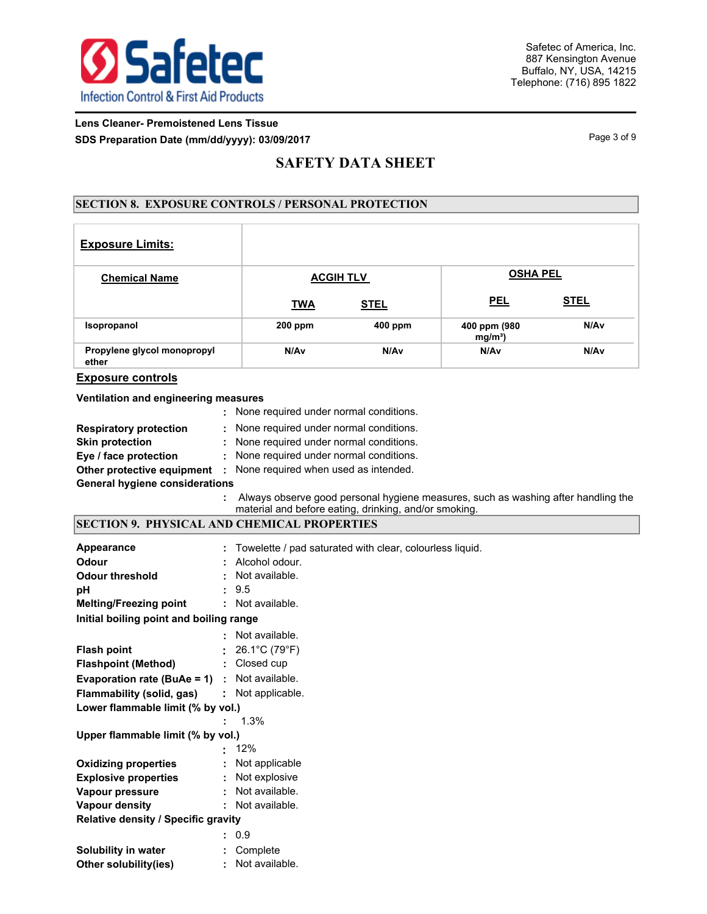## SAFETY DATA SHEET

### SECTION 8. EXPOSURE CONTROLS / PERSONAL PROTECTION

| Exposure Limits: | | | | |
|---|---|---|---|---|
| **Chemical Name** | **ACGIH TLV** | | **OSHA PEL** | |
| | **TWA** | **STEL** | **PEL** | **STEL** |
| **Isopropanol** | **200 ppm** | **400 ppm** | **400 ppm (980 mg/m³)** | **N/Av** |
| **Propylene glycol monopropyl ether** | **N/Av** | **N/Av** | **N/Av** | **N/Av** |

**Exposure controls**

**Ventilation and engineering measures** : None required under normal conditions.

**Respiratory protection** : None required under normal conditions.

**Skin protection** : None required under normal conditions.

**Eye / face protection** : None required under normal conditions.

**Other protective equipment** : None required when used as intended.

**General hygiene considerations** : Always observe good personal hygiene measures, such as washing after handling the material and before eating, drinking, and/or smoking.

### SECTION 9. PHYSICAL AND CHEMICAL PROPERTIES

**Appearance** : Towelette / pad saturated with clear, colourless liquid.

**Odour** : Alcohol odour.

**Odour threshold** : Not available.

**pH** : 9.5

**Melting/Freezing point** : Not available.

**Initial boiling point and boiling range** : Not available.

**Flash point** : 26.1°C (79°F)

**Flashpoint (Method)** : Closed cup

**Evaporation rate (BuAe = 1)** : Not available.

**Flammability (solid, gas)** : Not applicable.

**Lower flammable limit (% by vol.)** : 1.3%

**Upper flammable limit (% by vol.)** : 12%

**Oxidizing properties** : Not applicable

**Explosive properties** : Not explosive

**Vapour pressure** : Not available.

**Vapour density** : Not available.

**Relative density / Specific gravity** : 0.9

**Solubility in water** : Complete

**Other solubility(ies)** : Not available.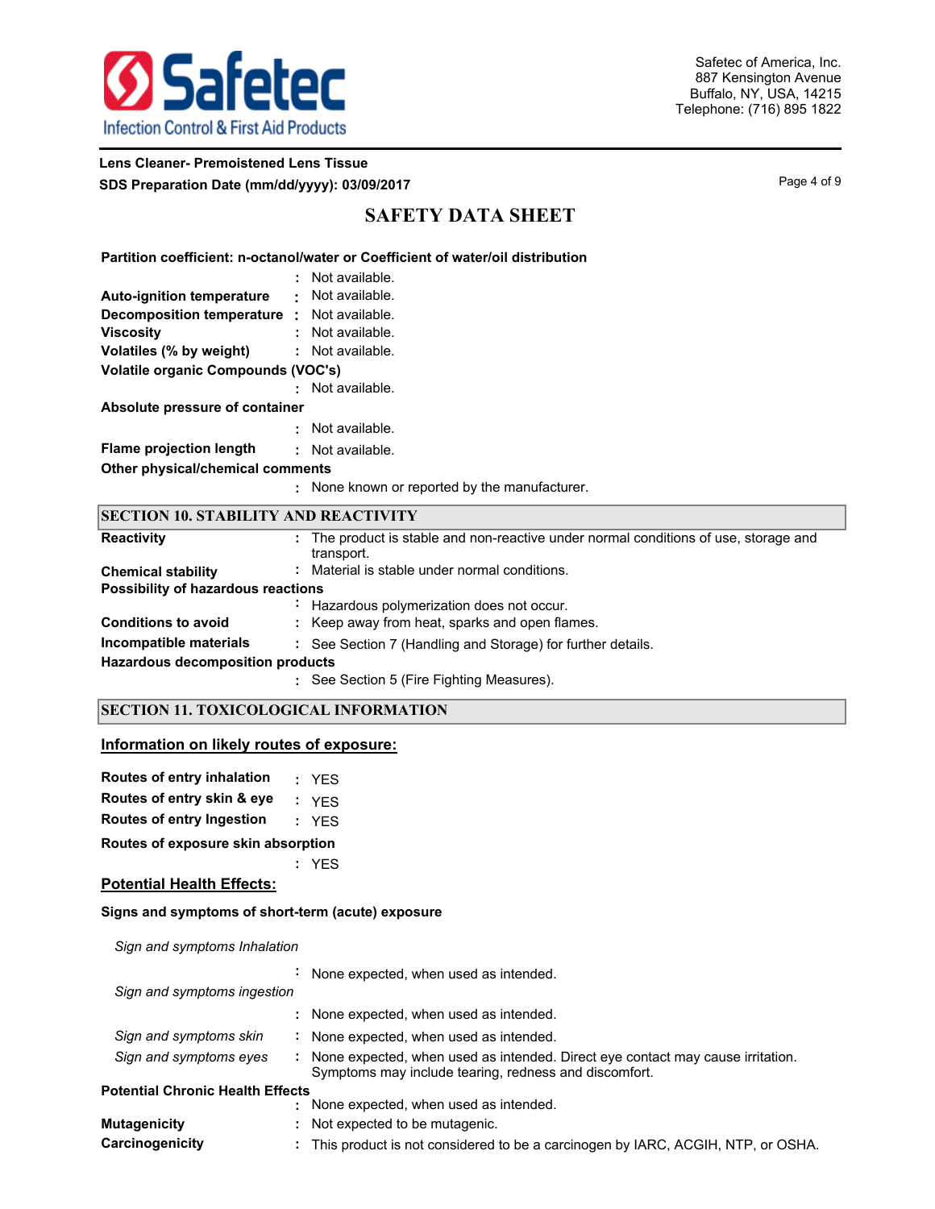**Partition coefficient: n-octanol/water or Coefficient of water/oil distribution**
: Not available.

**Auto-ignition temperature** : Not available.

**Decomposition temperature** : Not available.

**Viscosity** : Not available.

**Volatiles (% by weight)** : Not available.

**Volatile organic Compounds (VOC's)**
: Not available.

**Absolute pressure of container**
: Not available.

**Flame projection length** : Not available.

**Other physical/chemical comments**
: None known or reported by the manufacturer.

## SECTION 10. STABILITY AND REACTIVITY

**Reactivity** : The product is stable and non-reactive under normal conditions of use, storage and transport.

**Chemical stability** : Material is stable under normal conditions.

**Possibility of hazardous reactions**
: Hazardous polymerization does not occur.

**Conditions to avoid** : Keep away from heat, sparks and open flames.

**Incompatible materials** : See Section 7 (Handling and Storage) for further details.

**Hazardous decomposition products**
: See Section 5 (Fire Fighting Measures).

## SECTION 11. TOXICOLOGICAL INFORMATION

### Information on likely routes of exposure:

**Routes of entry inhalation** : YES

**Routes of entry skin & eye** : YES

**Routes of entry Ingestion** : YES

**Routes of exposure skin absorption**
: YES

### Potential Health Effects:

**Signs and symptoms of short-term (acute) exposure**

*Sign and symptoms Inhalation*
: None expected, when used as intended.

*Sign and symptoms ingestion*
: None expected, when used as intended.

*Sign and symptoms skin* : None expected, when used as intended.

*Sign and symptoms eyes* : None expected, when used as intended. Direct eye contact may cause irritation. Symptoms may include tearing, redness and discomfort.

**Potential Chronic Health Effects**
: None expected, when used as intended.

**Mutagenicity** : Not expected to be mutagenic.

**Carcinogenicity** : This product is not considered to be a carcinogen by IARC, ACGIH, NTP, or OSHA.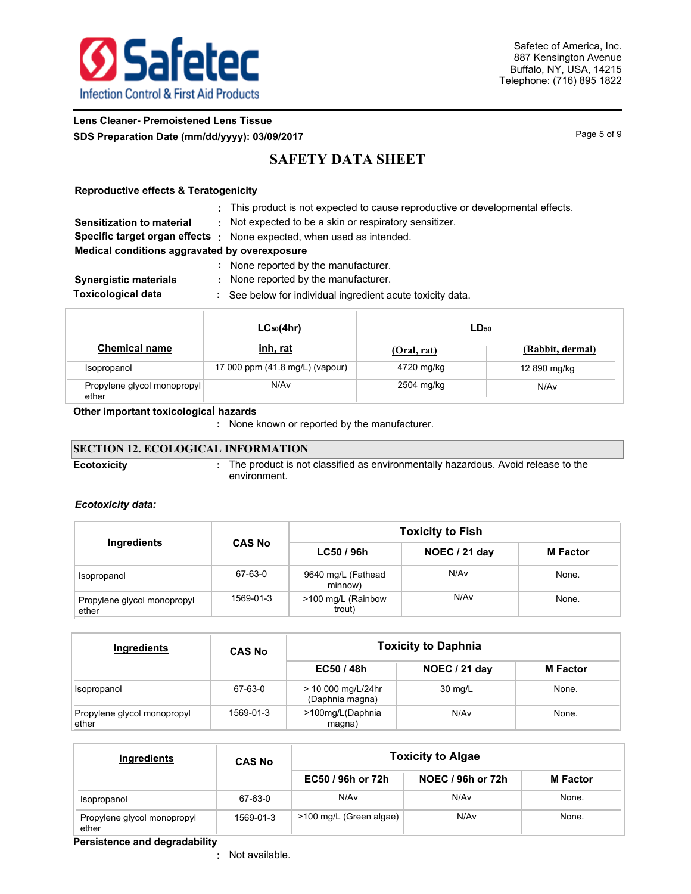**Reproductive effects & Teratogenicity**

: This product is not expected to cause reproductive or developmental effects.

**Sensitization to material** : Not expected to be a skin or respiratory sensitizer.

**Specific target organ effects** : None expected, when used as intended.

**Medical conditions aggravated by overexposure**

: None reported by the manufacturer.

**Synergistic materials** : None reported by the manufacturer.

**Toxicological data** : See below for individual ingredient acute toxicity data.

| Chemical name | $LC_{50}$(4hr) inh, rat | $LD_{50}$ (Oral, rat) | $LD_{50}$ (Rabbit, dermal) |
|---|---|---|---|
| Isopropanol | 17 000 ppm (41.8 mg/L) (vapour) | 4720 mg/kg | 12 890 mg/kg |
| Propylene glycol monopropyl ether | N/Av | 2504 mg/kg | N/Av |

**Other important toxicological hazards**

: None known or reported by the manufacturer.

## SECTION 12. ECOLOGICAL INFORMATION

**Ecotoxicity** : The product is not classified as environmentally hazardous. Avoid release to the environment.

***Ecotoxicity data:***

| Ingredients | CAS No | Toxicity to Fish | | |
|---|---|---|---|---|
| | | LC50 / 96h | NOEC / 21 day | M Factor |
| Isopropanol | 67-63-0 | 9640 mg/L (Fathead minnow) | N/Av | None. |
| Propylene glycol monopropyl ether | 1569-01-3 | >100 mg/L (Rainbow trout) | N/Av | None. |

| Ingredients | CAS No | Toxicity to Daphnia | | |
|---|---|---|---|---|
| | | EC50 / 48h | NOEC / 21 day | M Factor |
| Isopropanol | 67-63-0 | > 10 000 mg/L/24hr (Daphnia magna) | 30 mg/L | None. |
| Propylene glycol monopropyl ether | 1569-01-3 | >100mg/L(Daphnia magna) | N/Av | None. |

| Ingredients | CAS No | Toxicity to Algae | | |
|---|---|---|---|---|
| | | EC50 / 96h or 72h | NOEC / 96h or 72h | M Factor |
| Isopropanol | 67-63-0 | N/Av | N/Av | None. |
| Propylene glycol monopropyl ether | 1569-01-3 | >100 mg/L (Green algae) | N/Av | None. |

**Persistence and degradability**

: Not available.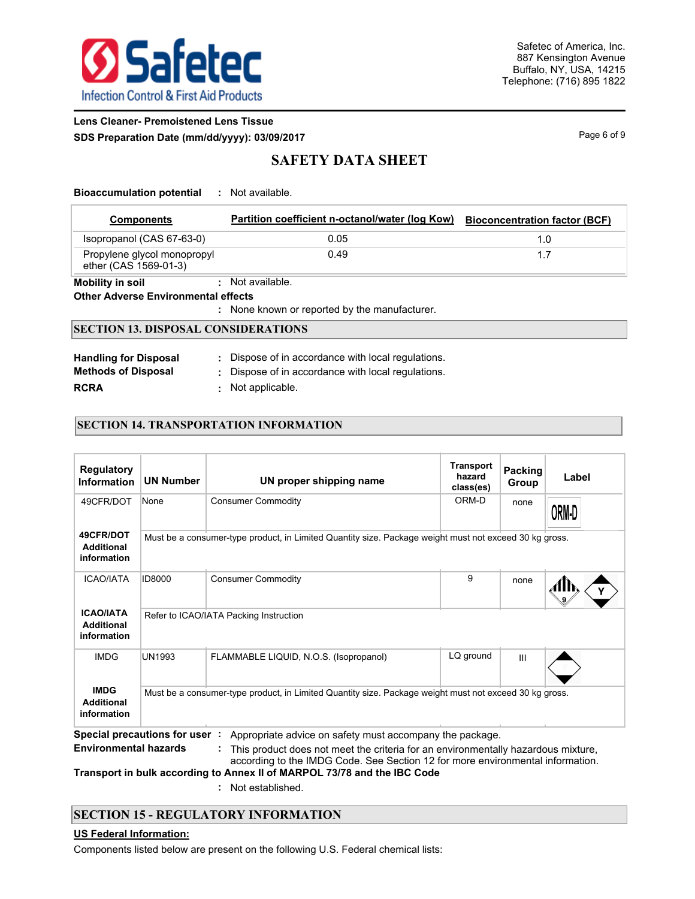**Bioaccumulation potential** : Not available.

| Components | Partition coefficient n-octanol/water (log Kow) | Bioconcentration factor (BCF) |
|---|---|---|
| Isopropanol (CAS 67-63-0) | 0.05 | 1.0 |
| Propylene glycol monopropyl ether (CAS 1569-01-3) | 0.49 | 1.7 |

**Mobility in soil** : Not available.

**Other Adverse Environmental effects**

: None known or reported by the manufacturer.

## SECTION 13. DISPOSAL CONSIDERATIONS

**Handling for Disposal** : Dispose of in accordance with local regulations.

**Methods of Disposal** : Dispose of in accordance with local regulations.

**RCRA** : Not applicable.

## SECTION 14. TRANSPORTATION INFORMATION

| Regulatory Information | UN Number | UN proper shipping name | Transport hazard class(es) | Packing Group | Label |
|---|---|---|---|---|---|
| 49CFR/DOT | None | Consumer Commodity | ORM-D | none | ORM-D |
| **49CFR/DOT Additional information** | Must be a consumer-type product, in Limited Quantity size. Package weight must not exceed 30 kg gross. | | | | |
| ICAO/IATA | ID8000 | Consumer Commodity | 9 | none | |
| **ICAO/IATA Additional information** | Refer to ICAO/IATA Packing Instruction | | | | |
| IMDG | UN1993 | FLAMMABLE LIQUID, N.O.S. (Isopropanol) | LQ ground | III | |
| **IMDG Additional information** | Must be a consumer-type product, in Limited Quantity size. Package weight must not exceed 30 kg gross. | | | | |

**Special precautions for user** : Appropriate advice on safety must accompany the package.

**Environmental hazards** : This product does not meet the criteria for an environmentally hazardous mixture, according to the IMDG Code. See Section 12 for more environmental information.

**Transport in bulk according to Annex II of MARPOL 73/78 and the IBC Code**

: Not established.

## SECTION 15 - REGULATORY INFORMATION

**US Federal Information:**

Components listed below are present on the following U.S. Federal chemical lists: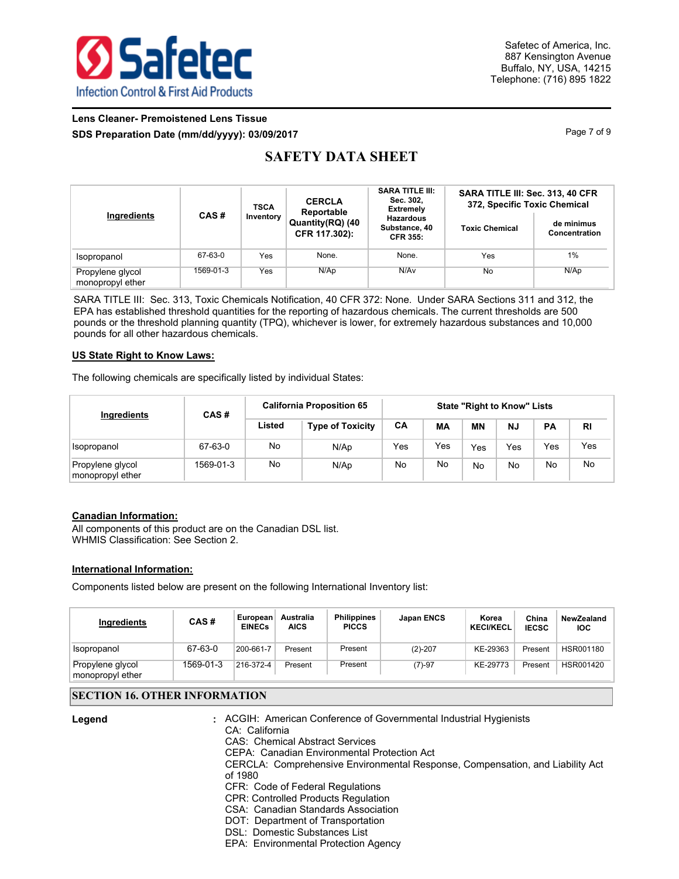| Ingredients | CAS # | TSCA Inventory | CERCLA Reportable Quantity(RQ) (40 CFR 117.302): | SARA TITLE III: Sec. 302, Extremely Hazardous Substance, 40 CFR 355: | SARA TITLE III: Sec. 313, 40 CFR 372, Specific Toxic Chemical | |
|---|---|---|---|---|---|---|
| | | | | | Toxic Chemical | de minimus Concentration |
| Isopropanol | 67-63-0 | Yes | None. | None. | Yes | 1% |
| Propylene glycol monopropyl ether | 1569-01-3 | Yes | N/Ap | N/Av | No | N/Ap |

SARA TITLE III: Sec. 313, Toxic Chemicals Notification, 40 CFR 372: None. Under SARA Sections 311 and 312, the EPA has established threshold quantities for the reporting of hazardous chemicals. The current thresholds are 500 pounds or the threshold planning quantity (TPQ), whichever is lower, for extremely hazardous substances and 10,000 pounds for all other hazardous chemicals.

**US State Right to Know Laws:**

The following chemicals are specifically listed by individual States:

| Ingredients | CAS # | California Proposition 65 | | State "Right to Know" Lists | | | | | |
|---|---|---|---|---|---|---|---|---|---|
| | | Listed | Type of Toxicity | CA | MA | MN | NJ | PA | RI |
| Isopropanol | 67-63-0 | No | N/Ap | Yes | Yes | Yes | Yes | Yes | Yes |
| Propylene glycol monopropyl ether | 1569-01-3 | No | N/Ap | No | No | No | No | No | No |

**Canadian Information:**

All components of this product are on the Canadian DSL list.
WHMIS Classification: See Section 2.

**International Information:**

Components listed below are present on the following International Inventory list:

| Ingredients | CAS # | European EINECs | Australia AICS | Philippines PICCS | Japan ENCS | Korea KECI/KECL | China IECSC | NewZealand IOC |
|---|---|---|---|---|---|---|---|---|
| Isopropanol | 67-63-0 | 200-661-7 | Present | Present | (2)-207 | KE-29363 | Present | HSR001180 |
| Propylene glycol monopropyl ether | 1569-01-3 | 216-372-4 | Present | Present | (7)-97 | KE-29773 | Present | HSR001420 |

## SECTION 16. OTHER INFORMATION

**Legend** :

ACGIH: American Conference of Governmental Industrial Hygienists
CA: California
CAS: Chemical Abstract Services
CEPA: Canadian Environmental Protection Act
CERCLA: Comprehensive Environmental Response, Compensation, and Liability Act of 1980
CFR: Code of Federal Regulations
CPR: Controlled Products Regulation
CSA: Canadian Standards Association
DOT: Department of Transportation
DSL: Domestic Substances List
EPA: Environmental Protection Agency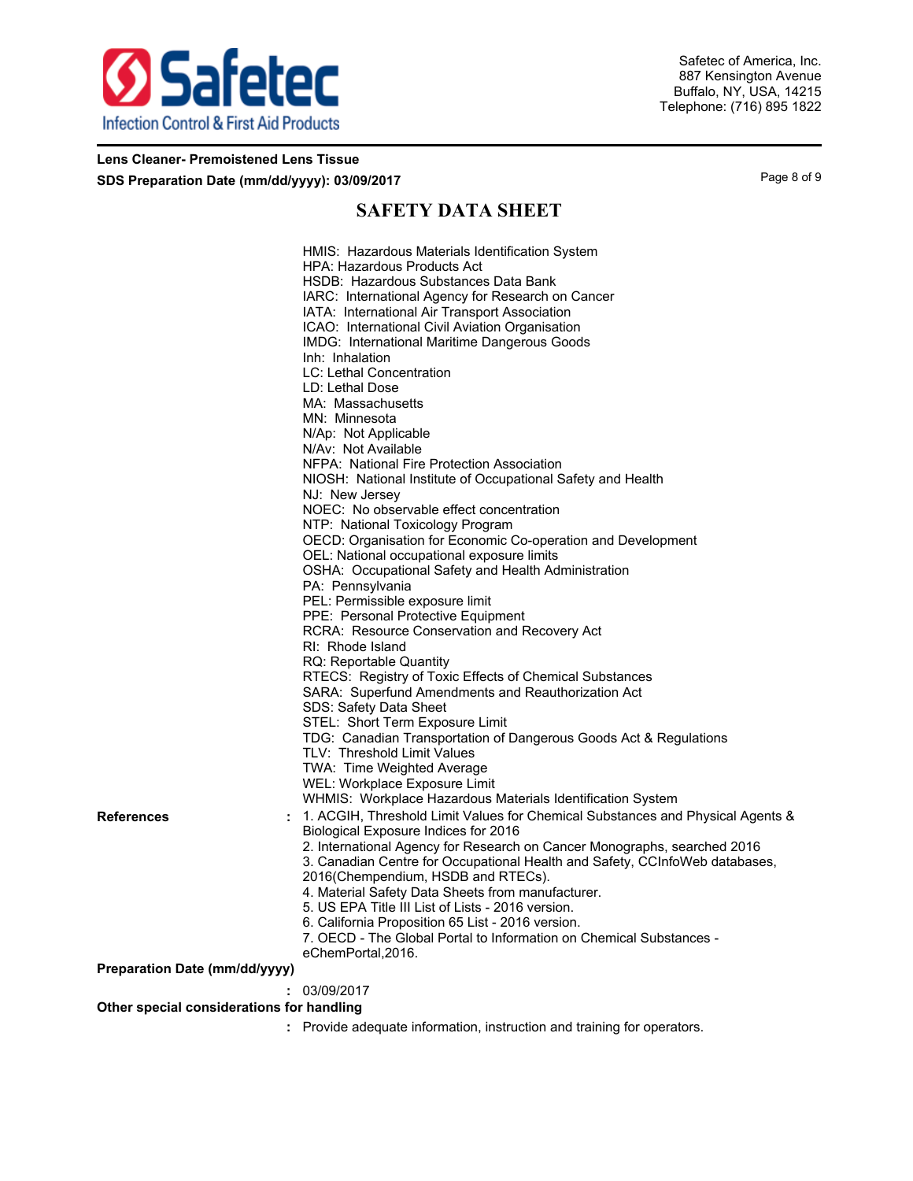HMIS: Hazardous Materials Identification System
HPA: Hazardous Products Act
HSDB: Hazardous Substances Data Bank
IARC: International Agency for Research on Cancer
IATA: International Air Transport Association
ICAO: International Civil Aviation Organisation
IMDG: International Maritime Dangerous Goods
Inh: Inhalation
LC: Lethal Concentration
LD: Lethal Dose
MA: Massachusetts
MN: Minnesota
N/Ap: Not Applicable
N/Av: Not Available
NFPA: National Fire Protection Association
NIOSH: National Institute of Occupational Safety and Health
NJ: New Jersey
NOEC: No observable effect concentration
NTP: National Toxicology Program
OECD: Organisation for Economic Co-operation and Development
OEL: National occupational exposure limits
OSHA: Occupational Safety and Health Administration
PA: Pennsylvania
PEL: Permissible exposure limit
PPE: Personal Protective Equipment
RCRA: Resource Conservation and Recovery Act
RI: Rhode Island
RQ: Reportable Quantity
RTECS: Registry of Toxic Effects of Chemical Substances
SARA: Superfund Amendments and Reauthorization Act
SDS: Safety Data Sheet
STEL: Short Term Exposure Limit
TDG: Canadian Transportation of Dangerous Goods Act & Regulations
TLV: Threshold Limit Values
TWA: Time Weighted Average
WEL: Workplace Exposure Limit
WHMIS: Workplace Hazardous Materials Identification System

**References** :
1. ACGIH, Threshold Limit Values for Chemical Substances and Physical Agents & Biological Exposure Indices for 2016
2. International Agency for Research on Cancer Monographs, searched 2016
3. Canadian Centre for Occupational Health and Safety, CCInfoWeb databases, 2016(Chempendium, HSDB and RTECs).
4. Material Safety Data Sheets from manufacturer.
5. US EPA Title III List of Lists - 2016 version.
6. California Proposition 65 List - 2016 version.
7. OECD - The Global Portal to Information on Chemical Substances - eChemPortal,2016.

**Preparation Date (mm/dd/yyyy)**

: 03/09/2017

**Other special considerations for handling**

: Provide adequate information, instruction and training for operators.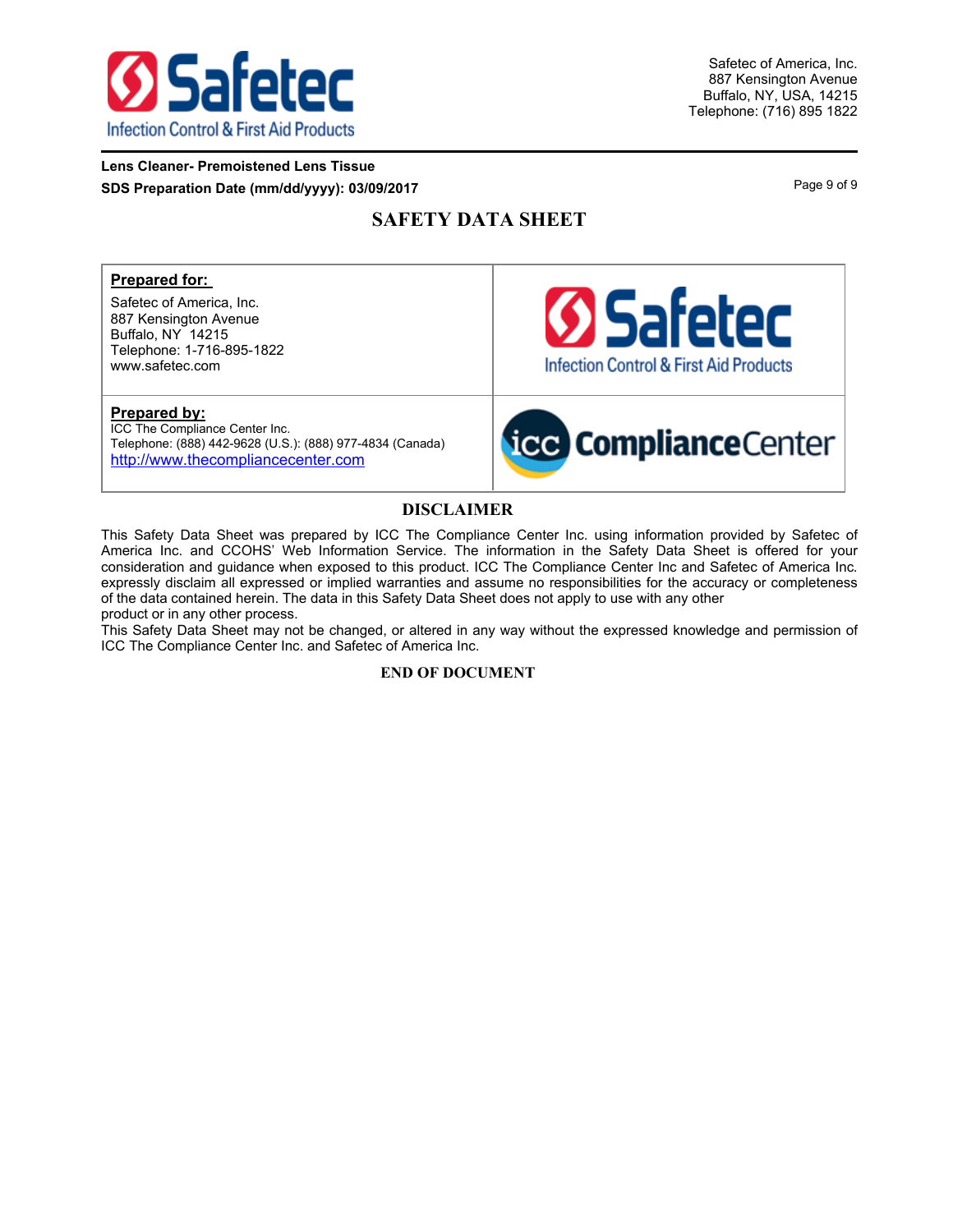# SAFETY DATA SHEET

| | |
|---|---|
| **Prepared for:**<br>Safetec of America, Inc.<br>887 Kensington Avenue<br>Buffalo, NY 14215<br>Telephone: 1-716-895-1822<br>www.safetec.com | Safetec<br>Infection Control & First Aid Products |
| **Prepared by:**<br>ICC The Compliance Center Inc.<br>Telephone: (888) 442-9628 (U.S.): (888) 977-4834 (Canada)<br>http://www.thecompliancecenter.com | icc ComplianceCenter |

## DISCLAIMER

This Safety Data Sheet was prepared by ICC The Compliance Center Inc. using information provided by Safetec of America Inc. and CCOHS' Web Information Service. The information in the Safety Data Sheet is offered for your consideration and guidance when exposed to this product. ICC The Compliance Center Inc and Safetec of America Inc. expressly disclaim all expressed or implied warranties and assume no responsibilities for the accuracy or completeness of the data contained herein. The data in this Safety Data Sheet does not apply to use with any other product or in any other process.

This Safety Data Sheet may not be changed, or altered in any way without the expressed knowledge and permission of ICC The Compliance Center Inc. and Safetec of America Inc.

**END OF DOCUMENT**